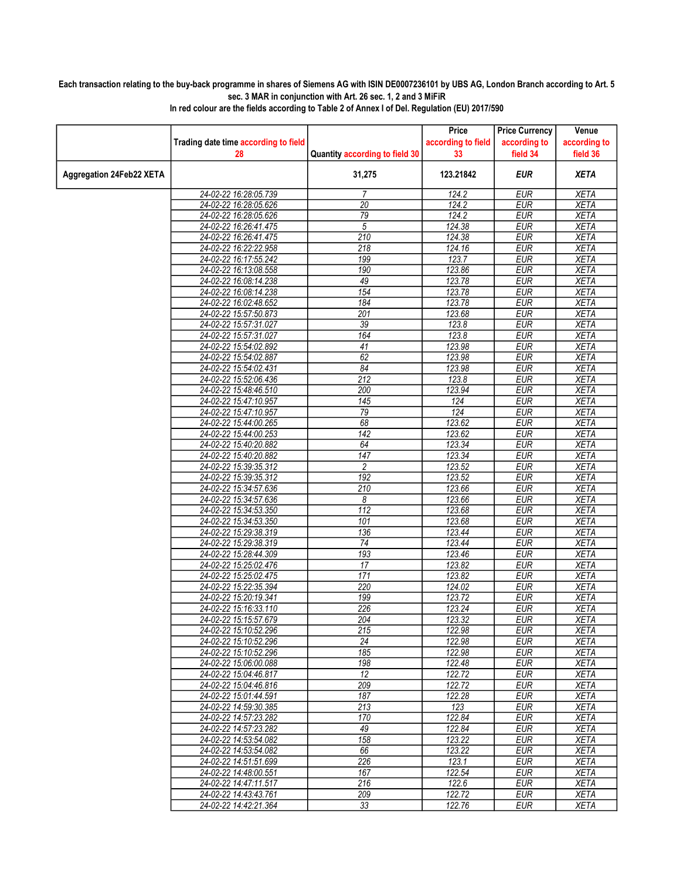**Each transaction relating to the buy-back programme in shares of Siemens AG with ISIN DE0007236101 by UBS AG, London Branch according to Art. 5 sec. 3 MAR in conjunction with Art. 26 sec. 1, 2 and 3 MiFiR**

**In red colour are the fields according to Table 2 of Annex I of Del. Regulation (EU) 2017/590**

| | Trading date time according to field 28 | Quantity according to field 30 | Price according to field 33 | Price Currency according to field 34 | Venue according to field 36 |
|---|---|---|---|---|---|
| **Aggregation 24Feb22 XETA** | | **31,275** | **123.21842** | ***EUR*** | ***XETA*** |
| | 24-02-22 16:28:05.739 | 7 | 124.2 | EUR | XETA |
| | 24-02-22 16:28:05.626 | 20 | 124.2 | EUR | XETA |
| | 24-02-22 16:28:05.626 | 79 | 124.2 | EUR | XETA |
| | 24-02-22 16:26:41.475 | 5 | 124.38 | EUR | XETA |
| | 24-02-22 16:26:41.475 | 210 | 124.38 | EUR | XETA |
| | 24-02-22 16:22:22.958 | 218 | 124.16 | EUR | XETA |
| | 24-02-22 16:17:55.242 | 199 | 123.7 | EUR | XETA |
| | 24-02-22 16:13:08.558 | 190 | 123.86 | EUR | XETA |
| | 24-02-22 16:08:14.238 | 49 | 123.78 | EUR | XETA |
| | 24-02-22 16:08:14.238 | 154 | 123.78 | EUR | XETA |
| | 24-02-22 16:02:48.652 | 184 | 123.78 | EUR | XETA |
| | 24-02-22 15:57:50.873 | 201 | 123.68 | EUR | XETA |
| | 24-02-22 15:57:31.027 | 39 | 123.8 | EUR | XETA |
| | 24-02-22 15:57:31.027 | 164 | 123.8 | EUR | XETA |
| | 24-02-22 15:54:02.892 | 41 | 123.98 | EUR | XETA |
| | 24-02-22 15:54:02.887 | 62 | 123.98 | EUR | XETA |
| | 24-02-22 15:54:02.431 | 84 | 123.98 | EUR | XETA |
| | 24-02-22 15:52:06.436 | 212 | 123.8 | EUR | XETA |
| | 24-02-22 15:48:46.510 | 200 | 123.94 | EUR | XETA |
| | 24-02-22 15:47:10.957 | 145 | 124 | EUR | XETA |
| | 24-02-22 15:47:10.957 | 79 | 124 | EUR | XETA |
| | 24-02-22 15:44:00.265 | 68 | 123.62 | EUR | XETA |
| | 24-02-22 15:44:00.253 | 142 | 123.62 | EUR | XETA |
| | 24-02-22 15:40:20.882 | 64 | 123.34 | EUR | XETA |
| | 24-02-22 15:40:20.882 | 147 | 123.34 | EUR | XETA |
| | 24-02-22 15:39:35.312 | 2 | 123.52 | EUR | XETA |
| | 24-02-22 15:39:35.312 | 192 | 123.52 | EUR | XETA |
| | 24-02-22 15:34:57.636 | 210 | 123.66 | EUR | XETA |
| | 24-02-22 15:34:57.636 | 8 | 123.66 | EUR | XETA |
| | 24-02-22 15:34:53.350 | 112 | 123.68 | EUR | XETA |
| | 24-02-22 15:34:53.350 | 101 | 123.68 | EUR | XETA |
| | 24-02-22 15:29:38.319 | 136 | 123.44 | EUR | XETA |
| | 24-02-22 15:29:38.319 | 74 | 123.44 | EUR | XETA |
| | 24-02-22 15:28:44.309 | 193 | 123.46 | EUR | XETA |
| | 24-02-22 15:25:02.476 | 17 | 123.82 | EUR | XETA |
| | 24-02-22 15:25:02.475 | 171 | 123.82 | EUR | XETA |
| | 24-02-22 15:22:35.394 | 220 | 124.02 | EUR | XETA |
| | 24-02-22 15:20:19.341 | 199 | 123.72 | EUR | XETA |
| | 24-02-22 15:16:33.110 | 226 | 123.24 | EUR | XETA |
| | 24-02-22 15:15:57.679 | 204 | 123.32 | EUR | XETA |
| | 24-02-22 15:10:52.296 | 215 | 122.98 | EUR | XETA |
| | 24-02-22 15:10:52.296 | 24 | 122.98 | EUR | XETA |
| | 24-02-22 15:10:52.296 | 185 | 122.98 | EUR | XETA |
| | 24-02-22 15:06:00.088 | 198 | 122.48 | EUR | XETA |
| | 24-02-22 15:04:46.817 | 12 | 122.72 | EUR | XETA |
| | 24-02-22 15:04:46.816 | 209 | 122.72 | EUR | XETA |
| | 24-02-22 15:01:44.591 | 187 | 122.28 | EUR | XETA |
| | 24-02-22 14:59:30.385 | 213 | 123 | EUR | XETA |
| | 24-02-22 14:57:23.282 | 170 | 122.84 | EUR | XETA |
| | 24-02-22 14:57:23.282 | 49 | 122.84 | EUR | XETA |
| | 24-02-22 14:53:54.082 | 158 | 123.22 | EUR | XETA |
| | 24-02-22 14:53:54.082 | 66 | 123.22 | EUR | XETA |
| | 24-02-22 14:51:51.699 | 226 | 123.1 | EUR | XETA |
| | 24-02-22 14:48:00.551 | 167 | 122.54 | EUR | XETA |
| | 24-02-22 14:47:11.517 | 216 | 122.6 | EUR | XETA |
| | 24-02-22 14:43:43.761 | 209 | 122.72 | EUR | XETA |
| | 24-02-22 14:42:21.364 | 33 | 122.76 | EUR | XETA |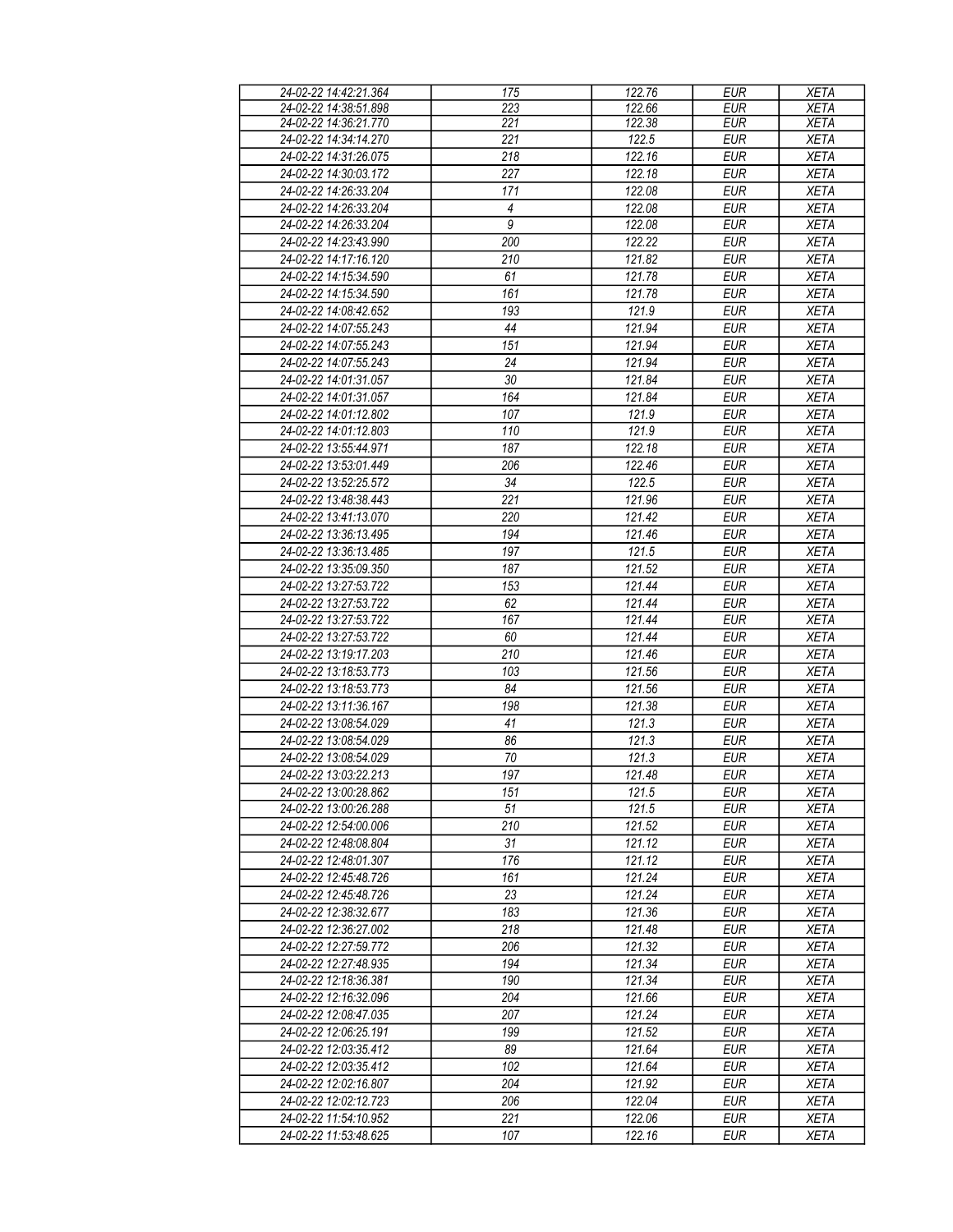| 24-02-22 14:42:21.364 | 175 | 122.76 | EUR | XETA |
|---|---|---|---|---|
| 24-02-22 14:38:51.898 | 223 | 122.66 | EUR | XETA |
| 24-02-22 14:36:21.770 | 221 | 122.38 | EUR | XETA |
| 24-02-22 14:34:14.270 | 221 | 122.5 | EUR | XETA |
| 24-02-22 14:31:26.075 | 218 | 122.16 | EUR | XETA |
| 24-02-22 14:30:03.172 | 227 | 122.18 | EUR | XETA |
| 24-02-22 14:26:33.204 | 171 | 122.08 | EUR | XETA |
| 24-02-22 14:26:33.204 | 4 | 122.08 | EUR | XETA |
| 24-02-22 14:26:33.204 | 9 | 122.08 | EUR | XETA |
| 24-02-22 14:23:43.990 | 200 | 122.22 | EUR | XETA |
| 24-02-22 14:17:16.120 | 210 | 121.82 | EUR | XETA |
| 24-02-22 14:15:34.590 | 61 | 121.78 | EUR | XETA |
| 24-02-22 14:15:34.590 | 161 | 121.78 | EUR | XETA |
| 24-02-22 14:08:42.652 | 193 | 121.9 | EUR | XETA |
| 24-02-22 14:07:55.243 | 44 | 121.94 | EUR | XETA |
| 24-02-22 14:07:55.243 | 151 | 121.94 | EUR | XETA |
| 24-02-22 14:07:55.243 | 24 | 121.94 | EUR | XETA |
| 24-02-22 14:01:31.057 | 30 | 121.84 | EUR | XETA |
| 24-02-22 14:01:31.057 | 164 | 121.84 | EUR | XETA |
| 24-02-22 14:01:12.802 | 107 | 121.9 | EUR | XETA |
| 24-02-22 14:01:12.803 | 110 | 121.9 | EUR | XETA |
| 24-02-22 13:55:44.971 | 187 | 122.18 | EUR | XETA |
| 24-02-22 13:53:01.449 | 206 | 122.46 | EUR | XETA |
| 24-02-22 13:52:25.572 | 34 | 122.5 | EUR | XETA |
| 24-02-22 13:48:38.443 | 221 | 121.96 | EUR | XETA |
| 24-02-22 13:41:13.070 | 220 | 121.42 | EUR | XETA |
| 24-02-22 13:36:13.495 | 194 | 121.46 | EUR | XETA |
| 24-02-22 13:36:13.485 | 197 | 121.5 | EUR | XETA |
| 24-02-22 13:35:09.350 | 187 | 121.52 | EUR | XETA |
| 24-02-22 13:27:53.722 | 153 | 121.44 | EUR | XETA |
| 24-02-22 13:27:53.722 | 62 | 121.44 | EUR | XETA |
| 24-02-22 13:27:53.722 | 167 | 121.44 | EUR | XETA |
| 24-02-22 13:27:53.722 | 60 | 121.44 | EUR | XETA |
| 24-02-22 13:19:17.203 | 210 | 121.46 | EUR | XETA |
| 24-02-22 13:18:53.773 | 103 | 121.56 | EUR | XETA |
| 24-02-22 13:18:53.773 | 84 | 121.56 | EUR | XETA |
| 24-02-22 13:11:36.167 | 198 | 121.38 | EUR | XETA |
| 24-02-22 13:08:54.029 | 41 | 121.3 | EUR | XETA |
| 24-02-22 13:08:54.029 | 86 | 121.3 | EUR | XETA |
| 24-02-22 13:08:54.029 | 70 | 121.3 | EUR | XETA |
| 24-02-22 13:03:22.213 | 197 | 121.48 | EUR | XETA |
| 24-02-22 13:00:28.862 | 151 | 121.5 | EUR | XETA |
| 24-02-22 13:00:26.288 | 51 | 121.5 | EUR | XETA |
| 24-02-22 12:54:00.006 | 210 | 121.52 | EUR | XETA |
| 24-02-22 12:48:08.804 | 31 | 121.12 | EUR | XETA |
| 24-02-22 12:48:01.307 | 176 | 121.12 | EUR | XETA |
| 24-02-22 12:45:48.726 | 161 | 121.24 | EUR | XETA |
| 24-02-22 12:45:48.726 | 23 | 121.24 | EUR | XETA |
| 24-02-22 12:38:32.677 | 183 | 121.36 | EUR | XETA |
| 24-02-22 12:36:27.002 | 218 | 121.48 | EUR | XETA |
| 24-02-22 12:27:59.772 | 206 | 121.32 | EUR | XETA |
| 24-02-22 12:27:48.935 | 194 | 121.34 | EUR | XETA |
| 24-02-22 12:18:36.381 | 190 | 121.34 | EUR | XETA |
| 24-02-22 12:16:32.096 | 204 | 121.66 | EUR | XETA |
| 24-02-22 12:08:47.035 | 207 | 121.24 | EUR | XETA |
| 24-02-22 12:06:25.191 | 199 | 121.52 | EUR | XETA |
| 24-02-22 12:03:35.412 | 89 | 121.64 | EUR | XETA |
| 24-02-22 12:03:35.412 | 102 | 121.64 | EUR | XETA |
| 24-02-22 12:02:16.807 | 204 | 121.92 | EUR | XETA |
| 24-02-22 12:02:12.723 | 206 | 122.04 | EUR | XETA |
| 24-02-22 11:54:10.952 | 221 | 122.06 | EUR | XETA |
| 24-02-22 11:53:48.625 | 107 | 122.16 | EUR | XETA |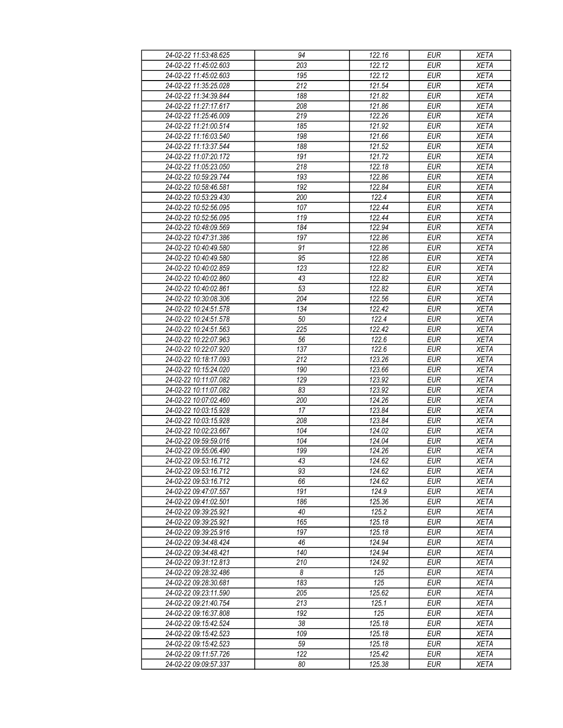| | | | | |
|---|---|---|---|---|
| 24-02-22 11:53:48.625 | 94 | 122.16 | EUR | XETA |
| 24-02-22 11:45:02.603 | 203 | 122.12 | EUR | XETA |
| 24-02-22 11:45:02.603 | 195 | 122.12 | EUR | XETA |
| 24-02-22 11:35:25.028 | 212 | 121.54 | EUR | XETA |
| 24-02-22 11:34:39.844 | 188 | 121.82 | EUR | XETA |
| 24-02-22 11:27:17.617 | 208 | 121.86 | EUR | XETA |
| 24-02-22 11:25:46.009 | 219 | 122.26 | EUR | XETA |
| 24-02-22 11:21:00.514 | 185 | 121.92 | EUR | XETA |
| 24-02-22 11:16:03.540 | 198 | 121.66 | EUR | XETA |
| 24-02-22 11:13:37.544 | 188 | 121.52 | EUR | XETA |
| 24-02-22 11:07:20.172 | 191 | 121.72 | EUR | XETA |
| 24-02-22 11:05:23.050 | 218 | 122.18 | EUR | XETA |
| 24-02-22 10:59:29.744 | 193 | 122.86 | EUR | XETA |
| 24-02-22 10:58:46.581 | 192 | 122.84 | EUR | XETA |
| 24-02-22 10:53:29.430 | 200 | 122.4 | EUR | XETA |
| 24-02-22 10:52:56.095 | 107 | 122.44 | EUR | XETA |
| 24-02-22 10:52:56.095 | 119 | 122.44 | EUR | XETA |
| 24-02-22 10:48:09.569 | 184 | 122.94 | EUR | XETA |
| 24-02-22 10:47:31.386 | 197 | 122.86 | EUR | XETA |
| 24-02-22 10:40:49.580 | 91 | 122.86 | EUR | XETA |
| 24-02-22 10:40:49.580 | 95 | 122.86 | EUR | XETA |
| 24-02-22 10:40:02.859 | 123 | 122.82 | EUR | XETA |
| 24-02-22 10:40:02.860 | 43 | 122.82 | EUR | XETA |
| 24-02-22 10:40:02.861 | 53 | 122.82 | EUR | XETA |
| 24-02-22 10:30:08.306 | 204 | 122.56 | EUR | XETA |
| 24-02-22 10:24:51.578 | 134 | 122.42 | EUR | XETA |
| 24-02-22 10:24:51.578 | 50 | 122.4 | EUR | XETA |
| 24-02-22 10:24:51.563 | 225 | 122.42 | EUR | XETA |
| 24-02-22 10:22:07.963 | 56 | 122.6 | EUR | XETA |
| 24-02-22 10:22:07.920 | 137 | 122.6 | EUR | XETA |
| 24-02-22 10:18:17.093 | 212 | 123.26 | EUR | XETA |
| 24-02-22 10:15:24.020 | 190 | 123.66 | EUR | XETA |
| 24-02-22 10:11:07.082 | 129 | 123.92 | EUR | XETA |
| 24-02-22 10:11:07.082 | 83 | 123.92 | EUR | XETA |
| 24-02-22 10:07:02.460 | 200 | 124.26 | EUR | XETA |
| 24-02-22 10:03:15.928 | 17 | 123.84 | EUR | XETA |
| 24-02-22 10:03:15.928 | 208 | 123.84 | EUR | XETA |
| 24-02-22 10:02:23.667 | 104 | 124.02 | EUR | XETA |
| 24-02-22 09:59:59.016 | 104 | 124.04 | EUR | XETA |
| 24-02-22 09:55:06.490 | 199 | 124.26 | EUR | XETA |
| 24-02-22 09:53:16.712 | 43 | 124.62 | EUR | XETA |
| 24-02-22 09:53:16.712 | 93 | 124.62 | EUR | XETA |
| 24-02-22 09:53:16.712 | 66 | 124.62 | EUR | XETA |
| 24-02-22 09:47:07.557 | 191 | 124.9 | EUR | XETA |
| 24-02-22 09:41:02.501 | 186 | 125.36 | EUR | XETA |
| 24-02-22 09:39:25.921 | 40 | 125.2 | EUR | XETA |
| 24-02-22 09:39:25.921 | 165 | 125.18 | EUR | XETA |
| 24-02-22 09:39:25.916 | 197 | 125.18 | EUR | XETA |
| 24-02-22 09:34:48.424 | 46 | 124.94 | EUR | XETA |
| 24-02-22 09:34:48.421 | 140 | 124.94 | EUR | XETA |
| 24-02-22 09:31:12.813 | 210 | 124.92 | EUR | XETA |
| 24-02-22 09:28:32.486 | 8 | 125 | EUR | XETA |
| 24-02-22 09:28:30.681 | 183 | 125 | EUR | XETA |
| 24-02-22 09:23:11.590 | 205 | 125.62 | EUR | XETA |
| 24-02-22 09:21:40.754 | 213 | 125.1 | EUR | XETA |
| 24-02-22 09:16:37.808 | 192 | 125 | EUR | XETA |
| 24-02-22 09:15:42.524 | 38 | 125.18 | EUR | XETA |
| 24-02-22 09:15:42.523 | 109 | 125.18 | EUR | XETA |
| 24-02-22 09:15:42.523 | 59 | 125.18 | EUR | XETA |
| 24-02-22 09:11:57.726 | 122 | 125.42 | EUR | XETA |
| 24-02-22 09:09:57.337 | 80 | 125.38 | EUR | XETA |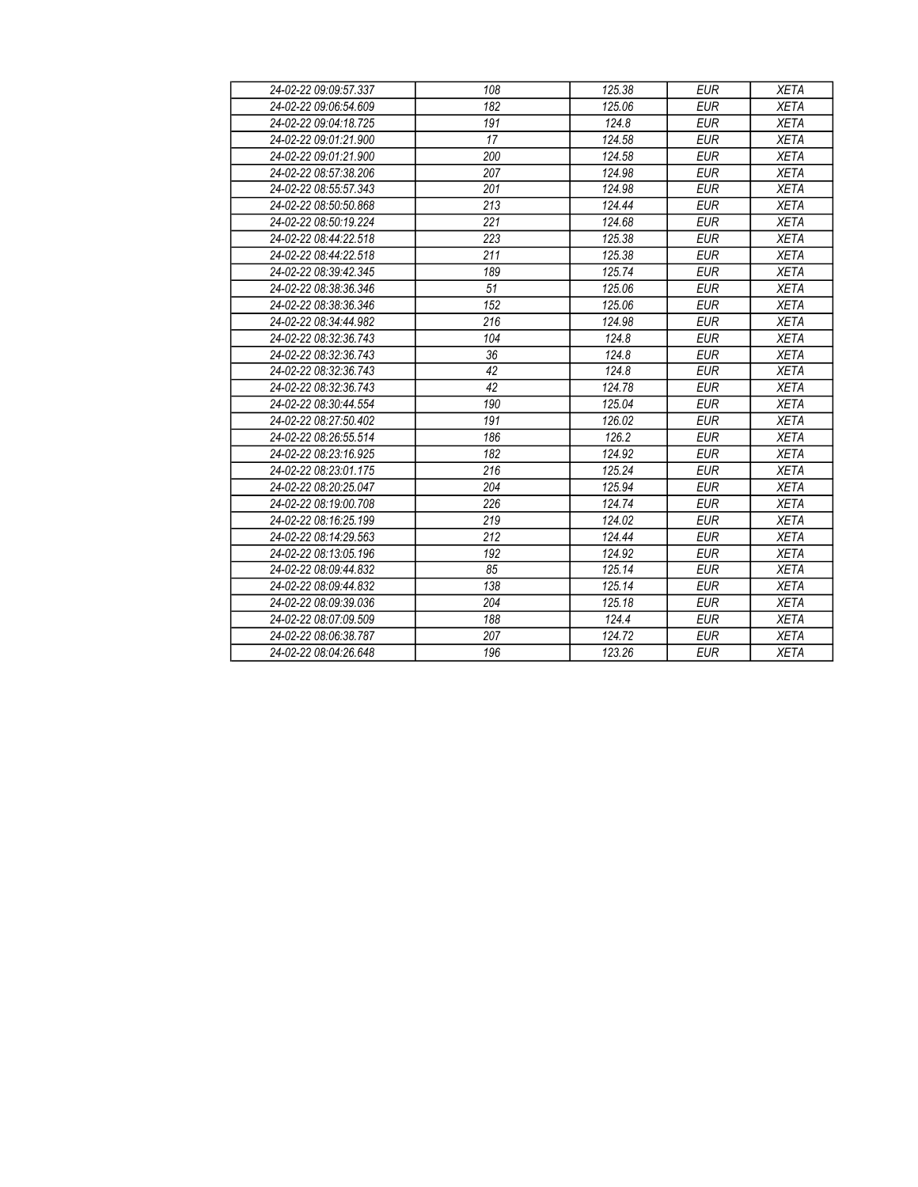| 24-02-22 09:09:57.337 | 108 | 125.38 | EUR | XETA |
|---|---|---|---|---|
| 24-02-22 09:06:54.609 | 182 | 125.06 | EUR | XETA |
| 24-02-22 09:04:18.725 | 191 | 124.8 | EUR | XETA |
| 24-02-22 09:01:21.900 | 17 | 124.58 | EUR | XETA |
| 24-02-22 09:01:21.900 | 200 | 124.58 | EUR | XETA |
| 24-02-22 08:57:38.206 | 207 | 124.98 | EUR | XETA |
| 24-02-22 08:55:57.343 | 201 | 124.98 | EUR | XETA |
| 24-02-22 08:50:50.868 | 213 | 124.44 | EUR | XETA |
| 24-02-22 08:50:19.224 | 221 | 124.68 | EUR | XETA |
| 24-02-22 08:44:22.518 | 223 | 125.38 | EUR | XETA |
| 24-02-22 08:44:22.518 | 211 | 125.38 | EUR | XETA |
| 24-02-22 08:39:42.345 | 189 | 125.74 | EUR | XETA |
| 24-02-22 08:38:36.346 | 51 | 125.06 | EUR | XETA |
| 24-02-22 08:38:36.346 | 152 | 125.06 | EUR | XETA |
| 24-02-22 08:34:44.982 | 216 | 124.98 | EUR | XETA |
| 24-02-22 08:32:36.743 | 104 | 124.8 | EUR | XETA |
| 24-02-22 08:32:36.743 | 36 | 124.8 | EUR | XETA |
| 24-02-22 08:32:36.743 | 42 | 124.8 | EUR | XETA |
| 24-02-22 08:32:36.743 | 42 | 124.78 | EUR | XETA |
| 24-02-22 08:30:44.554 | 190 | 125.04 | EUR | XETA |
| 24-02-22 08:27:50.402 | 191 | 126.02 | EUR | XETA |
| 24-02-22 08:26:55.514 | 186 | 126.2 | EUR | XETA |
| 24-02-22 08:23:16.925 | 182 | 124.92 | EUR | XETA |
| 24-02-22 08:23:01.175 | 216 | 125.24 | EUR | XETA |
| 24-02-22 08:20:25.047 | 204 | 125.94 | EUR | XETA |
| 24-02-22 08:19:00.708 | 226 | 124.74 | EUR | XETA |
| 24-02-22 08:16:25.199 | 219 | 124.02 | EUR | XETA |
| 24-02-22 08:14:29.563 | 212 | 124.44 | EUR | XETA |
| 24-02-22 08:13:05.196 | 192 | 124.92 | EUR | XETA |
| 24-02-22 08:09:44.832 | 85 | 125.14 | EUR | XETA |
| 24-02-22 08:09:44.832 | 138 | 125.14 | EUR | XETA |
| 24-02-22 08:09:39.036 | 204 | 125.18 | EUR | XETA |
| 24-02-22 08:07:09.509 | 188 | 124.4 | EUR | XETA |
| 24-02-22 08:06:38.787 | 207 | 124.72 | EUR | XETA |
| 24-02-22 08:04:26.648 | 196 | 123.26 | EUR | XETA |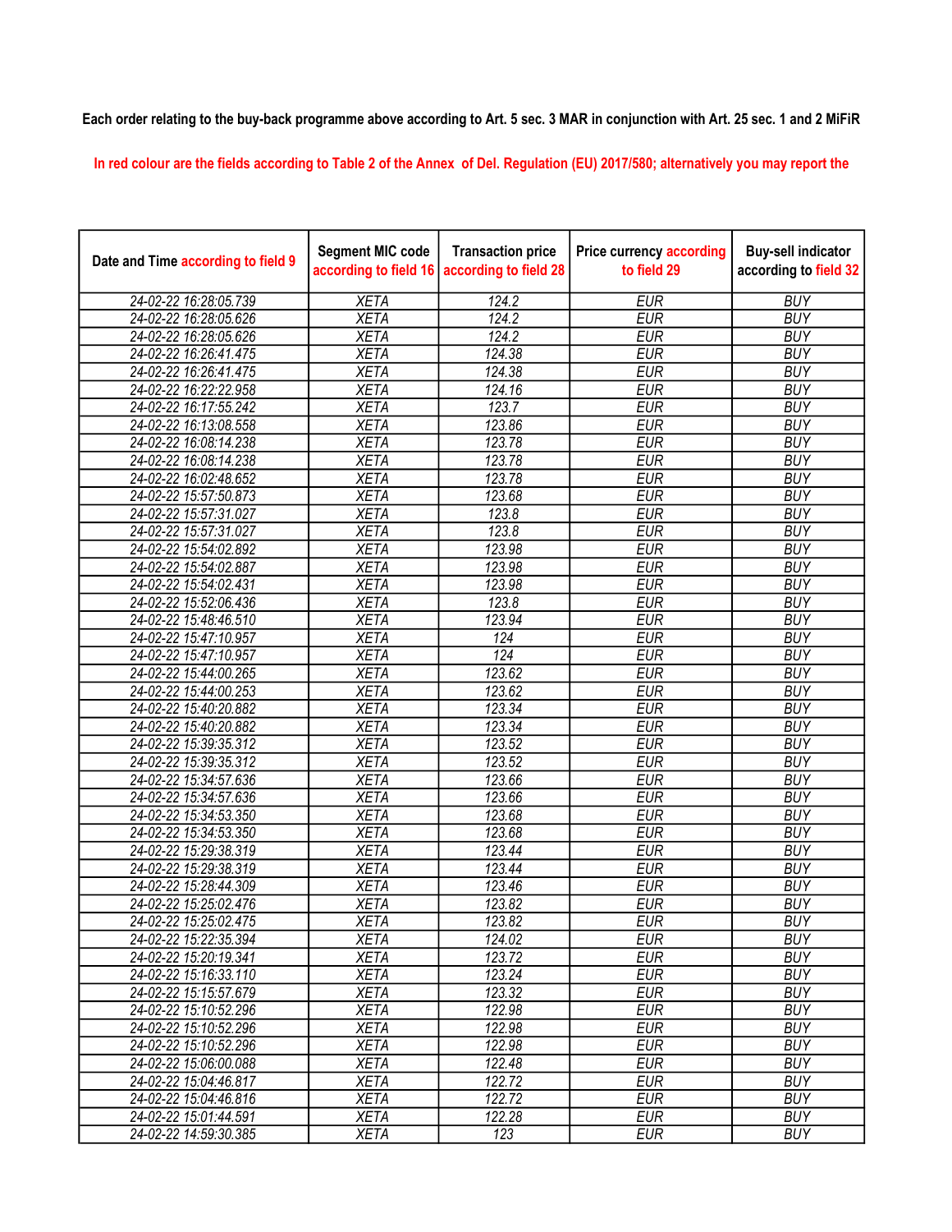Each order relating to the buy-back programme above according to Art. 5 sec. 3 MAR in conjunction with Art. 25 sec. 1 and 2 MiFiR

In red colour are the fields according to Table 2 of the Annex of Del. Regulation (EU) 2017/580; alternatively you may report the

| Date and Time according to field 9 | Segment MIC code according to field 16 | Transaction price according to field 28 | Price currency according to field 29 | Buy-sell indicator according to field 32 |
|---|---|---|---|---|
| 24-02-22 16:28:05.739 | XETA | 124.2 | EUR | BUY |
| 24-02-22 16:28:05.626 | XETA | 124.2 | EUR | BUY |
| 24-02-22 16:28:05.626 | XETA | 124.2 | EUR | BUY |
| 24-02-22 16:26:41.475 | XETA | 124.38 | EUR | BUY |
| 24-02-22 16:26:41.475 | XETA | 124.38 | EUR | BUY |
| 24-02-22 16:22:22.958 | XETA | 124.16 | EUR | BUY |
| 24-02-22 16:17:55.242 | XETA | 123.7 | EUR | BUY |
| 24-02-22 16:13:08.558 | XETA | 123.86 | EUR | BUY |
| 24-02-22 16:08:14.238 | XETA | 123.78 | EUR | BUY |
| 24-02-22 16:08:14.238 | XETA | 123.78 | EUR | BUY |
| 24-02-22 16:02:48.652 | XETA | 123.78 | EUR | BUY |
| 24-02-22 15:57:50.873 | XETA | 123.68 | EUR | BUY |
| 24-02-22 15:57:31.027 | XETA | 123.8 | EUR | BUY |
| 24-02-22 15:57:31.027 | XETA | 123.8 | EUR | BUY |
| 24-02-22 15:54:02.892 | XETA | 123.98 | EUR | BUY |
| 24-02-22 15:54:02.887 | XETA | 123.98 | EUR | BUY |
| 24-02-22 15:54:02.431 | XETA | 123.98 | EUR | BUY |
| 24-02-22 15:52:06.436 | XETA | 123.8 | EUR | BUY |
| 24-02-22 15:48:46.510 | XETA | 123.94 | EUR | BUY |
| 24-02-22 15:47:10.957 | XETA | 124 | EUR | BUY |
| 24-02-22 15:47:10.957 | XETA | 124 | EUR | BUY |
| 24-02-22 15:44:00.265 | XETA | 123.62 | EUR | BUY |
| 24-02-22 15:44:00.253 | XETA | 123.62 | EUR | BUY |
| 24-02-22 15:40:20.882 | XETA | 123.34 | EUR | BUY |
| 24-02-22 15:40:20.882 | XETA | 123.34 | EUR | BUY |
| 24-02-22 15:39:35.312 | XETA | 123.52 | EUR | BUY |
| 24-02-22 15:39:35.312 | XETA | 123.52 | EUR | BUY |
| 24-02-22 15:34:57.636 | XETA | 123.66 | EUR | BUY |
| 24-02-22 15:34:57.636 | XETA | 123.66 | EUR | BUY |
| 24-02-22 15:34:53.350 | XETA | 123.68 | EUR | BUY |
| 24-02-22 15:34:53.350 | XETA | 123.68 | EUR | BUY |
| 24-02-22 15:29:38.319 | XETA | 123.44 | EUR | BUY |
| 24-02-22 15:29:38.319 | XETA | 123.44 | EUR | BUY |
| 24-02-22 15:28:44.309 | XETA | 123.46 | EUR | BUY |
| 24-02-22 15:25:02.476 | XETA | 123.82 | EUR | BUY |
| 24-02-22 15:25:02.475 | XETA | 123.82 | EUR | BUY |
| 24-02-22 15:22:35.394 | XETA | 124.02 | EUR | BUY |
| 24-02-22 15:20:19.341 | XETA | 123.72 | EUR | BUY |
| 24-02-22 15:16:33.110 | XETA | 123.24 | EUR | BUY |
| 24-02-22 15:15:57.679 | XETA | 123.32 | EUR | BUY |
| 24-02-22 15:10:52.296 | XETA | 122.98 | EUR | BUY |
| 24-02-22 15:10:52.296 | XETA | 122.98 | EUR | BUY |
| 24-02-22 15:10:52.296 | XETA | 122.98 | EUR | BUY |
| 24-02-22 15:06:00.088 | XETA | 122.48 | EUR | BUY |
| 24-02-22 15:04:46.817 | XETA | 122.72 | EUR | BUY |
| 24-02-22 15:04:46.816 | XETA | 122.72 | EUR | BUY |
| 24-02-22 15:01:44.591 | XETA | 122.28 | EUR | BUY |
| 24-02-22 14:59:30.385 | XETA | 123 | EUR | BUY |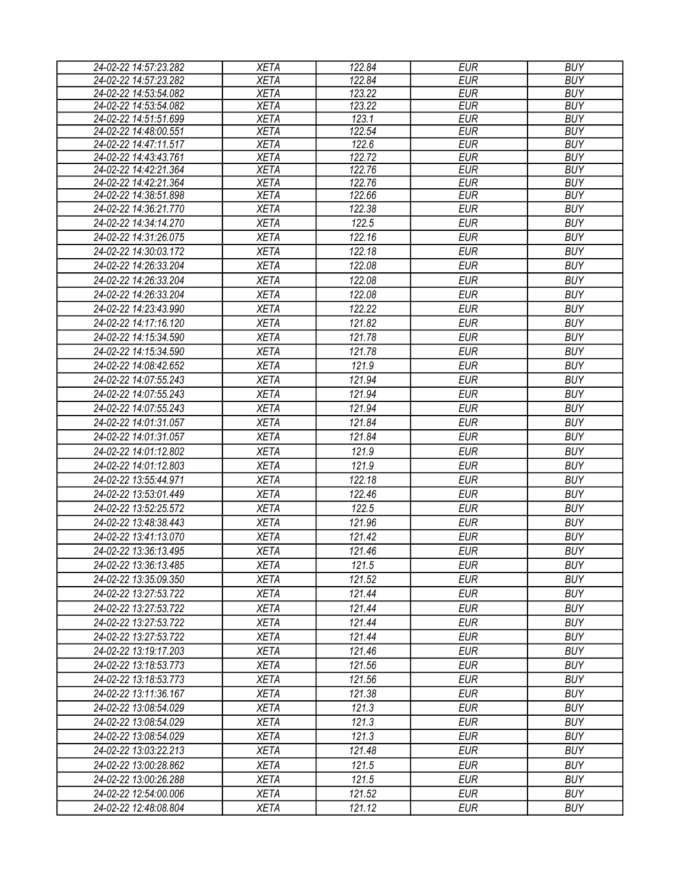| | | | | |
|---|---|---|---|---|
| 24-02-22 14:57:23.282 | XETA | 122.84 | EUR | BUY |
| 24-02-22 14:57:23.282 | XETA | 122.84 | EUR | BUY |
| 24-02-22 14:53:54.082 | XETA | 123.22 | EUR | BUY |
| 24-02-22 14:53:54.082 | XETA | 123.22 | EUR | BUY |
| 24-02-22 14:51:51.699 | XETA | 123.1 | EUR | BUY |
| 24-02-22 14:48:00.551 | XETA | 122.54 | EUR | BUY |
| 24-02-22 14:47:11.517 | XETA | 122.6 | EUR | BUY |
| 24-02-22 14:43:43.761 | XETA | 122.72 | EUR | BUY |
| 24-02-22 14:42:21.364 | XETA | 122.76 | EUR | BUY |
| 24-02-22 14:42:21.364 | XETA | 122.76 | EUR | BUY |
| 24-02-22 14:38:51.898 | XETA | 122.66 | EUR | BUY |
| 24-02-22 14:36:21.770 | XETA | 122.38 | EUR | BUY |
| 24-02-22 14:34:14.270 | XETA | 122.5 | EUR | BUY |
| 24-02-22 14:31:26.075 | XETA | 122.16 | EUR | BUY |
| 24-02-22 14:30:03.172 | XETA | 122.18 | EUR | BUY |
| 24-02-22 14:26:33.204 | XETA | 122.08 | EUR | BUY |
| 24-02-22 14:26:33.204 | XETA | 122.08 | EUR | BUY |
| 24-02-22 14:26:33.204 | XETA | 122.08 | EUR | BUY |
| 24-02-22 14:23:43.990 | XETA | 122.22 | EUR | BUY |
| 24-02-22 14:17:16.120 | XETA | 121.82 | EUR | BUY |
| 24-02-22 14:15:34.590 | XETA | 121.78 | EUR | BUY |
| 24-02-22 14:15:34.590 | XETA | 121.78 | EUR | BUY |
| 24-02-22 14:08:42.652 | XETA | 121.9 | EUR | BUY |
| 24-02-22 14:07:55.243 | XETA | 121.94 | EUR | BUY |
| 24-02-22 14:07:55.243 | XETA | 121.94 | EUR | BUY |
| 24-02-22 14:07:55.243 | XETA | 121.94 | EUR | BUY |
| 24-02-22 14:01:31.057 | XETA | 121.84 | EUR | BUY |
| 24-02-22 14:01:31.057 | XETA | 121.84 | EUR | BUY |
| 24-02-22 14:01:12.802 | XETA | 121.9 | EUR | BUY |
| 24-02-22 14:01:12.803 | XETA | 121.9 | EUR | BUY |
| 24-02-22 13:55:44.971 | XETA | 122.18 | EUR | BUY |
| 24-02-22 13:53:01.449 | XETA | 122.46 | EUR | BUY |
| 24-02-22 13:52:25.572 | XETA | 122.5 | EUR | BUY |
| 24-02-22 13:48:38.443 | XETA | 121.96 | EUR | BUY |
| 24-02-22 13:41:13.070 | XETA | 121.42 | EUR | BUY |
| 24-02-22 13:36:13.495 | XETA | 121.46 | EUR | BUY |
| 24-02-22 13:36:13.485 | XETA | 121.5 | EUR | BUY |
| 24-02-22 13:35:09.350 | XETA | 121.52 | EUR | BUY |
| 24-02-22 13:27:53.722 | XETA | 121.44 | EUR | BUY |
| 24-02-22 13:27:53.722 | XETA | 121.44 | EUR | BUY |
| 24-02-22 13:27:53.722 | XETA | 121.44 | EUR | BUY |
| 24-02-22 13:27:53.722 | XETA | 121.44 | EUR | BUY |
| 24-02-22 13:19:17.203 | XETA | 121.46 | EUR | BUY |
| 24-02-22 13:18:53.773 | XETA | 121.56 | EUR | BUY |
| 24-02-22 13:18:53.773 | XETA | 121.56 | EUR | BUY |
| 24-02-22 13:11:36.167 | XETA | 121.38 | EUR | BUY |
| 24-02-22 13:08:54.029 | XETA | 121.3 | EUR | BUY |
| 24-02-22 13:08:54.029 | XETA | 121.3 | EUR | BUY |
| 24-02-22 13:08:54.029 | XETA | 121.3 | EUR | BUY |
| 24-02-22 13:03:22.213 | XETA | 121.48 | EUR | BUY |
| 24-02-22 13:00:28.862 | XETA | 121.5 | EUR | BUY |
| 24-02-22 13:00:26.288 | XETA | 121.5 | EUR | BUY |
| 24-02-22 12:54:00.006 | XETA | 121.52 | EUR | BUY |
| 24-02-22 12:48:08.804 | XETA | 121.12 | EUR | BUY |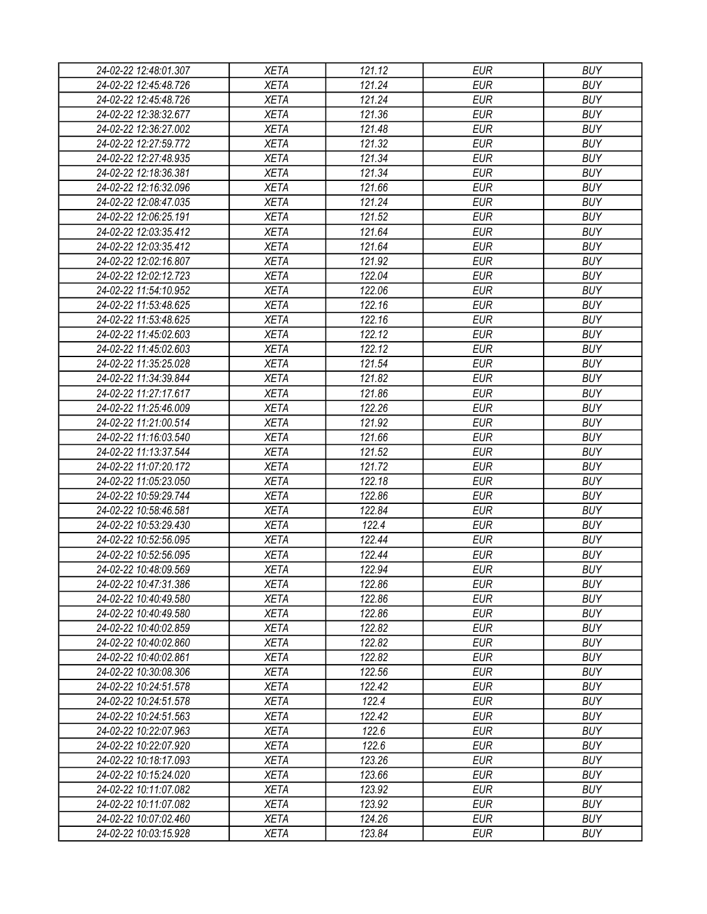| 24-02-22 12:48:01.307 | XETA | 121.12 | EUR | BUY |
|---|---|---|---|---|
| 24-02-22 12:45:48.726 | XETA | 121.24 | EUR | BUY |
| 24-02-22 12:45:48.726 | XETA | 121.24 | EUR | BUY |
| 24-02-22 12:38:32.677 | XETA | 121.36 | EUR | BUY |
| 24-02-22 12:36:27.002 | XETA | 121.48 | EUR | BUY |
| 24-02-22 12:27:59.772 | XETA | 121.32 | EUR | BUY |
| 24-02-22 12:27:48.935 | XETA | 121.34 | EUR | BUY |
| 24-02-22 12:18:36.381 | XETA | 121.34 | EUR | BUY |
| 24-02-22 12:16:32.096 | XETA | 121.66 | EUR | BUY |
| 24-02-22 12:08:47.035 | XETA | 121.24 | EUR | BUY |
| 24-02-22 12:06:25.191 | XETA | 121.52 | EUR | BUY |
| 24-02-22 12:03:35.412 | XETA | 121.64 | EUR | BUY |
| 24-02-22 12:03:35.412 | XETA | 121.64 | EUR | BUY |
| 24-02-22 12:02:16.807 | XETA | 121.92 | EUR | BUY |
| 24-02-22 12:02:12.723 | XETA | 122.04 | EUR | BUY |
| 24-02-22 11:54:10.952 | XETA | 122.06 | EUR | BUY |
| 24-02-22 11:53:48.625 | XETA | 122.16 | EUR | BUY |
| 24-02-22 11:53:48.625 | XETA | 122.16 | EUR | BUY |
| 24-02-22 11:45:02.603 | XETA | 122.12 | EUR | BUY |
| 24-02-22 11:45:02.603 | XETA | 122.12 | EUR | BUY |
| 24-02-22 11:35:25.028 | XETA | 121.54 | EUR | BUY |
| 24-02-22 11:34:39.844 | XETA | 121.82 | EUR | BUY |
| 24-02-22 11:27:17.617 | XETA | 121.86 | EUR | BUY |
| 24-02-22 11:25:46.009 | XETA | 122.26 | EUR | BUY |
| 24-02-22 11:21:00.514 | XETA | 121.92 | EUR | BUY |
| 24-02-22 11:16:03.540 | XETA | 121.66 | EUR | BUY |
| 24-02-22 11:13:37.544 | XETA | 121.52 | EUR | BUY |
| 24-02-22 11:07:20.172 | XETA | 121.72 | EUR | BUY |
| 24-02-22 11:05:23.050 | XETA | 122.18 | EUR | BUY |
| 24-02-22 10:59:29.744 | XETA | 122.86 | EUR | BUY |
| 24-02-22 10:58:46.581 | XETA | 122.84 | EUR | BUY |
| 24-02-22 10:53:29.430 | XETA | 122.4 | EUR | BUY |
| 24-02-22 10:52:56.095 | XETA | 122.44 | EUR | BUY |
| 24-02-22 10:52:56.095 | XETA | 122.44 | EUR | BUY |
| 24-02-22 10:48:09.569 | XETA | 122.94 | EUR | BUY |
| 24-02-22 10:47:31.386 | XETA | 122.86 | EUR | BUY |
| 24-02-22 10:40:49.580 | XETA | 122.86 | EUR | BUY |
| 24-02-22 10:40:49.580 | XETA | 122.86 | EUR | BUY |
| 24-02-22 10:40:02.859 | XETA | 122.82 | EUR | BUY |
| 24-02-22 10:40:02.860 | XETA | 122.82 | EUR | BUY |
| 24-02-22 10:40:02.861 | XETA | 122.82 | EUR | BUY |
| 24-02-22 10:30:08.306 | XETA | 122.56 | EUR | BUY |
| 24-02-22 10:24:51.578 | XETA | 122.42 | EUR | BUY |
| 24-02-22 10:24:51.578 | XETA | 122.4 | EUR | BUY |
| 24-02-22 10:24:51.563 | XETA | 122.42 | EUR | BUY |
| 24-02-22 10:22:07.963 | XETA | 122.6 | EUR | BUY |
| 24-02-22 10:22:07.920 | XETA | 122.6 | EUR | BUY |
| 24-02-22 10:18:17.093 | XETA | 123.26 | EUR | BUY |
| 24-02-22 10:15:24.020 | XETA | 123.66 | EUR | BUY |
| 24-02-22 10:11:07.082 | XETA | 123.92 | EUR | BUY |
| 24-02-22 10:11:07.082 | XETA | 123.92 | EUR | BUY |
| 24-02-22 10:07:02.460 | XETA | 124.26 | EUR | BUY |
| 24-02-22 10:03:15.928 | XETA | 123.84 | EUR | BUY |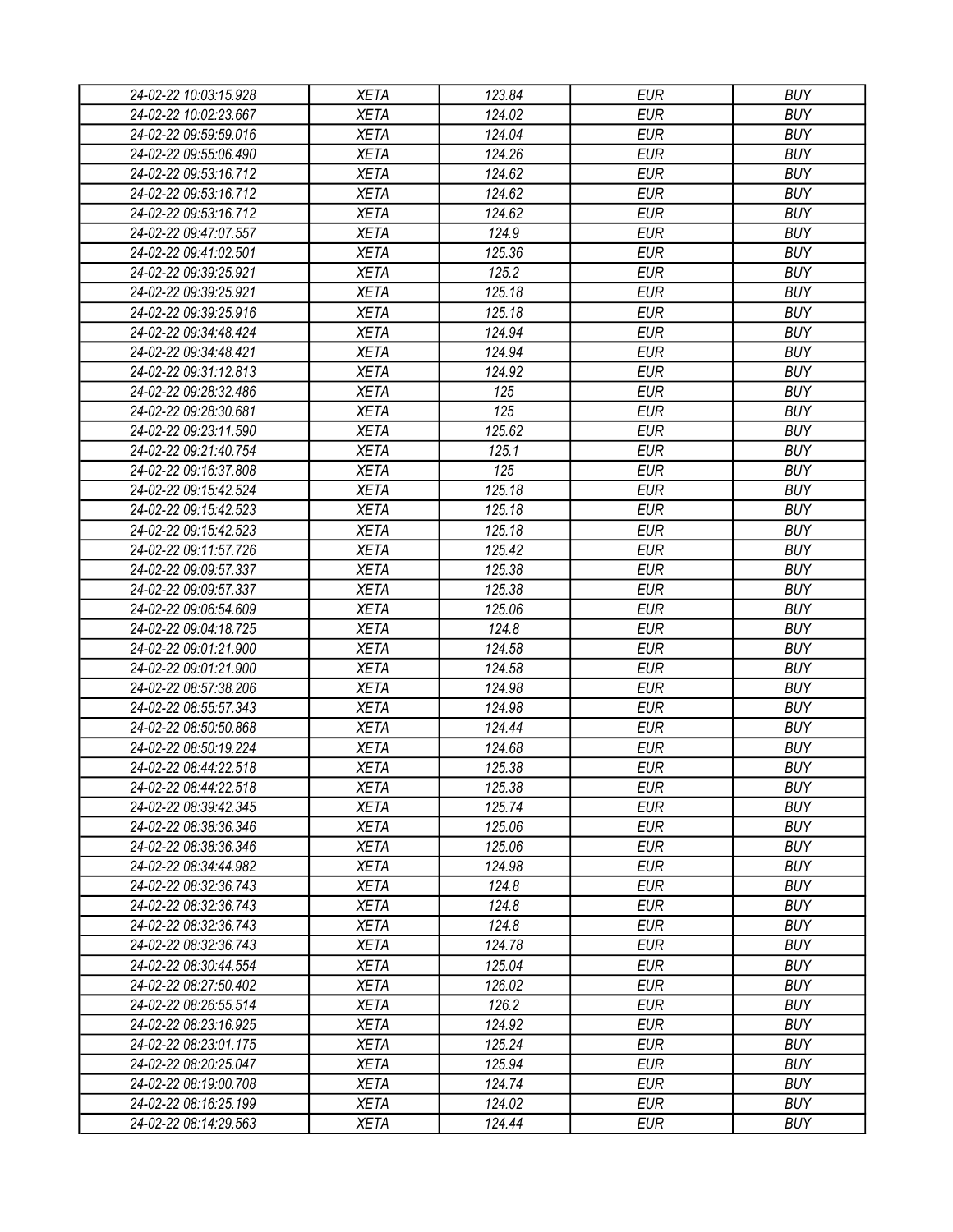| 24-02-22 10:03:15.928 | XETA | 123.84 | EUR | BUY |
|---|---|---|---|---|
| 24-02-22 10:02:23.667 | XETA | 124.02 | EUR | BUY |
| 24-02-22 09:59:59.016 | XETA | 124.04 | EUR | BUY |
| 24-02-22 09:55:06.490 | XETA | 124.26 | EUR | BUY |
| 24-02-22 09:53:16.712 | XETA | 124.62 | EUR | BUY |
| 24-02-22 09:53:16.712 | XETA | 124.62 | EUR | BUY |
| 24-02-22 09:53:16.712 | XETA | 124.62 | EUR | BUY |
| 24-02-22 09:47:07.557 | XETA | 124.9 | EUR | BUY |
| 24-02-22 09:41:02.501 | XETA | 125.36 | EUR | BUY |
| 24-02-22 09:39:25.921 | XETA | 125.2 | EUR | BUY |
| 24-02-22 09:39:25.921 | XETA | 125.18 | EUR | BUY |
| 24-02-22 09:39:25.916 | XETA | 125.18 | EUR | BUY |
| 24-02-22 09:34:48.424 | XETA | 124.94 | EUR | BUY |
| 24-02-22 09:34:48.421 | XETA | 124.94 | EUR | BUY |
| 24-02-22 09:31:12.813 | XETA | 124.92 | EUR | BUY |
| 24-02-22 09:28:32.486 | XETA | 125 | EUR | BUY |
| 24-02-22 09:28:30.681 | XETA | 125 | EUR | BUY |
| 24-02-22 09:23:11.590 | XETA | 125.62 | EUR | BUY |
| 24-02-22 09:21:40.754 | XETA | 125.1 | EUR | BUY |
| 24-02-22 09:16:37.808 | XETA | 125 | EUR | BUY |
| 24-02-22 09:15:42.524 | XETA | 125.18 | EUR | BUY |
| 24-02-22 09:15:42.523 | XETA | 125.18 | EUR | BUY |
| 24-02-22 09:15:42.523 | XETA | 125.18 | EUR | BUY |
| 24-02-22 09:11:57.726 | XETA | 125.42 | EUR | BUY |
| 24-02-22 09:09:57.337 | XETA | 125.38 | EUR | BUY |
| 24-02-22 09:09:57.337 | XETA | 125.38 | EUR | BUY |
| 24-02-22 09:06:54.609 | XETA | 125.06 | EUR | BUY |
| 24-02-22 09:04:18.725 | XETA | 124.8 | EUR | BUY |
| 24-02-22 09:01:21.900 | XETA | 124.58 | EUR | BUY |
| 24-02-22 09:01:21.900 | XETA | 124.58 | EUR | BUY |
| 24-02-22 08:57:38.206 | XETA | 124.98 | EUR | BUY |
| 24-02-22 08:55:57.343 | XETA | 124.98 | EUR | BUY |
| 24-02-22 08:50:50.868 | XETA | 124.44 | EUR | BUY |
| 24-02-22 08:50:19.224 | XETA | 124.68 | EUR | BUY |
| 24-02-22 08:44:22.518 | XETA | 125.38 | EUR | BUY |
| 24-02-22 08:44:22.518 | XETA | 125.38 | EUR | BUY |
| 24-02-22 08:39:42.345 | XETA | 125.74 | EUR | BUY |
| 24-02-22 08:38:36.346 | XETA | 125.06 | EUR | BUY |
| 24-02-22 08:38:36.346 | XETA | 125.06 | EUR | BUY |
| 24-02-22 08:34:44.982 | XETA | 124.98 | EUR | BUY |
| 24-02-22 08:32:36.743 | XETA | 124.8 | EUR | BUY |
| 24-02-22 08:32:36.743 | XETA | 124.8 | EUR | BUY |
| 24-02-22 08:32:36.743 | XETA | 124.8 | EUR | BUY |
| 24-02-22 08:32:36.743 | XETA | 124.78 | EUR | BUY |
| 24-02-22 08:30:44.554 | XETA | 125.04 | EUR | BUY |
| 24-02-22 08:27:50.402 | XETA | 126.02 | EUR | BUY |
| 24-02-22 08:26:55.514 | XETA | 126.2 | EUR | BUY |
| 24-02-22 08:23:16.925 | XETA | 124.92 | EUR | BUY |
| 24-02-22 08:23:01.175 | XETA | 125.24 | EUR | BUY |
| 24-02-22 08:20:25.047 | XETA | 125.94 | EUR | BUY |
| 24-02-22 08:19:00.708 | XETA | 124.74 | EUR | BUY |
| 24-02-22 08:16:25.199 | XETA | 124.02 | EUR | BUY |
| 24-02-22 08:14:29.563 | XETA | 124.44 | EUR | BUY |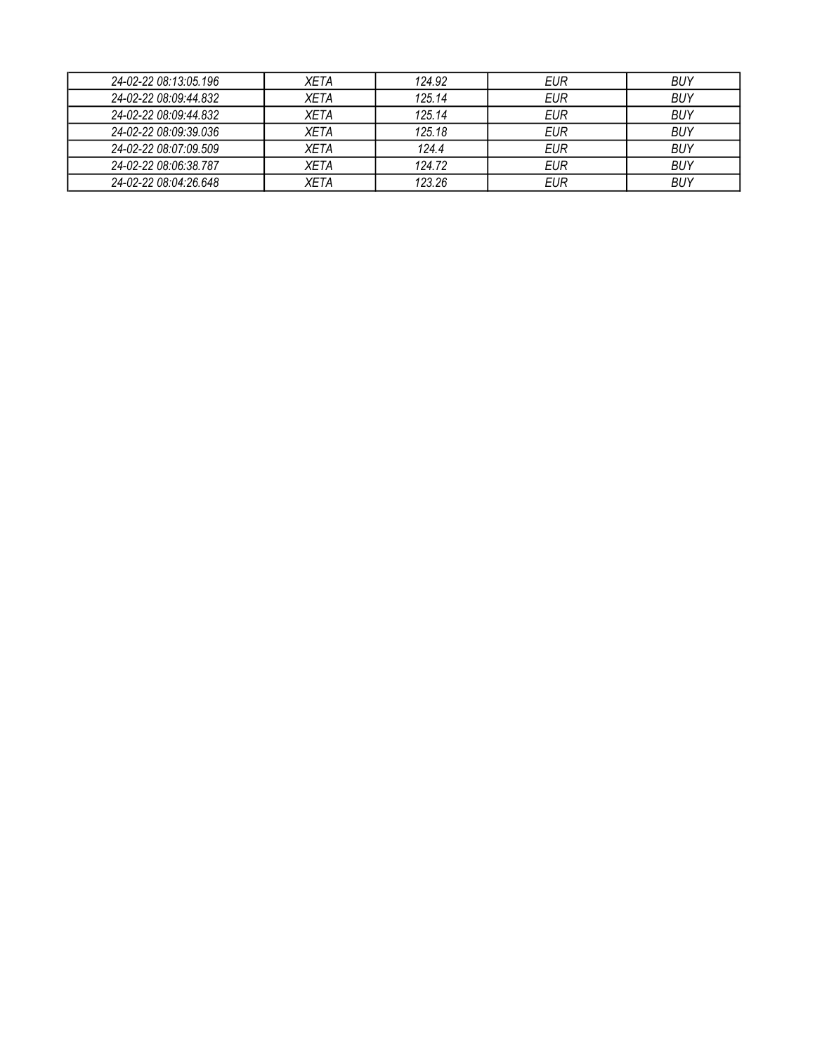| | | | | |
|---|---|---|---|---|
| *24-02-22 08:13:05.196* | *XETA* | *124.92* | *EUR* | *BUY* |
| *24-02-22 08:09:44.832* | *XETA* | *125.14* | *EUR* | *BUY* |
| *24-02-22 08:09:44.832* | *XETA* | *125.14* | *EUR* | *BUY* |
| *24-02-22 08:09:39.036* | *XETA* | *125.18* | *EUR* | *BUY* |
| *24-02-22 08:07:09.509* | *XETA* | *124.4* | *EUR* | *BUY* |
| *24-02-22 08:06:38.787* | *XETA* | *124.72* | *EUR* | *BUY* |
| *24-02-22 08:04:26.648* | *XETA* | *123.26* | *EUR* | *BUY* |